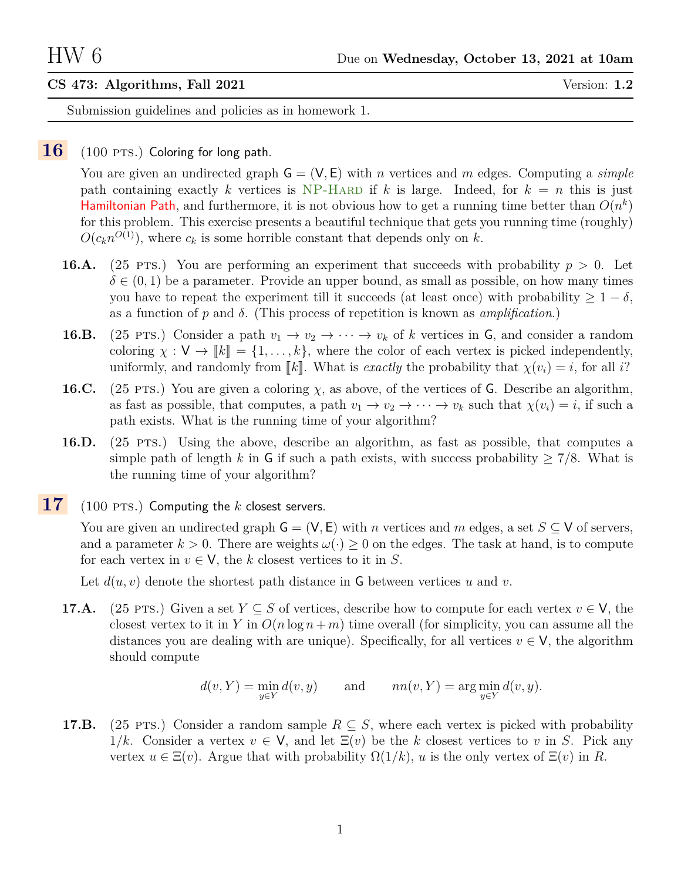# HW 6

Due on **Wednesday, October 13, 2021 at 10am**

**CS 473: Algorithms, Fall 2021** Version: **1.2**

Submission guidelines and policies as in homework 1.

## 16 (100 pts.) Coloring for long path.

You are given an undirected graph $G = (V, E)$ with $n$ vertices and $m$ edges. Computing a *simple* path containing exactly $k$ vertices is NP-Hard if $k$ is large. Indeed, for $k = n$ this is just Hamiltonian Path, and furthermore, it is not obvious how to get a running time better than $O(n^k)$ for this problem. This exercise presents a beautiful technique that gets you running time (roughly) $O(c_k n^{O(1)})$, where $c_k$ is some horrible constant that depends only on $k$.

**16.A.** (25 pts.) You are performing an experiment that succeeds with probability $p > 0$. Let $\delta \in (0, 1)$ be a parameter. Provide an upper bound, as small as possible, on how many times you have to repeat the experiment till it succeeds (at least once) with probability $\geq 1 - \delta$, as a function of $p$ and $\delta$. (This process of repetition is known as *amplification*.)

**16.B.** (25 pts.) Consider a path $v_1 \to v_2 \to \cdots \to v_k$ of $k$ vertices in $G$, and consider a random coloring $\chi : V \to [\![k]\!] = \{1, \ldots, k\}$, where the color of each vertex is picked independently, uniformly, and randomly from $[\![k]\!]$. What is *exactly* the probability that $\chi(v_i) = i$, for all $i$?

**16.C.** (25 pts.) You are given a coloring $\chi$, as above, of the vertices of $G$. Describe an algorithm, as fast as possible, that computes, a path $v_1 \to v_2 \to \cdots \to v_k$ such that $\chi(v_i) = i$, if such a path exists. What is the running time of your algorithm?

**16.D.** (25 pts.) Using the above, describe an algorithm, as fast as possible, that computes a simple path of length $k$ in $G$ if such a path exists, with success probability $\geq 7/8$. What is the running time of your algorithm?

## 17 (100 pts.) Computing the $k$ closest servers.

You are given an undirected graph $G = (V, E)$ with $n$ vertices and $m$ edges, a set $S \subseteq V$ of servers, and a parameter $k > 0$. There are weights $\omega(\cdot) \geq 0$ on the edges. The task at hand, is to compute for each vertex in $v \in V$, the $k$ closest vertices to it in $S$.

Let $d(u, v)$ denote the shortest path distance in $G$ between vertices $u$ and $v$.

**17.A.** (25 pts.) Given a set $Y \subseteq S$ of vertices, describe how to compute for each vertex $v \in V$, the closest vertex to it in $Y$ in $O(n \log n + m)$ time overall (for simplicity, you can assume all the distances you are dealing with are unique). Specifically, for all vertices $v \in V$, the algorithm should compute

$$d(v, Y) = \min_{y \in Y} d(v, y) \qquad \text{and} \qquad nn(v, Y) = \arg\min_{y \in Y} d(v, y).$$

**17.B.** (25 pts.) Consider a random sample $R \subseteq S$, where each vertex is picked with probability $1/k$. Consider a vertex $v \in V$, and let $\Xi(v)$ be the $k$ closest vertices to $v$ in $S$. Pick any vertex $u \in \Xi(v)$. Argue that with probability $\Omega(1/k)$, $u$ is the only vertex of $\Xi(v)$ in $R$.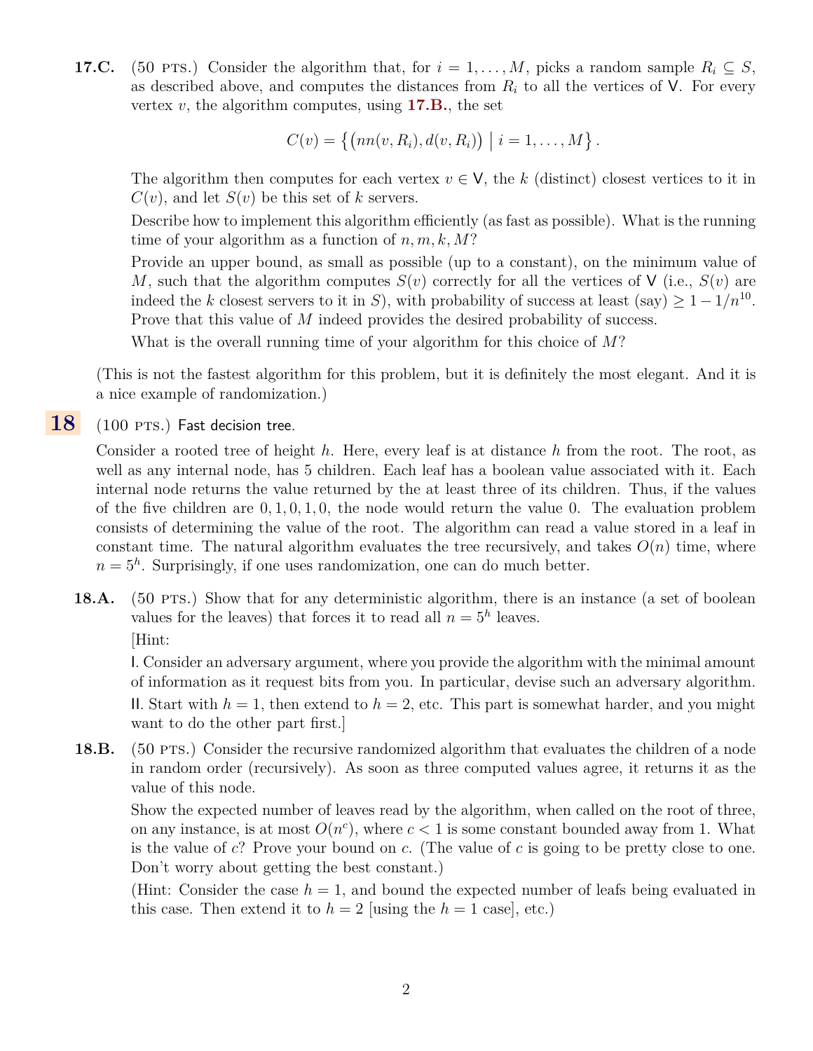**17.C.** (50 PTS.) Consider the algorithm that, for $i = 1, \ldots, M$, picks a random sample $R_i \subseteq S$, as described above, and computes the distances from $R_i$ to all the vertices of $\mathsf{V}$. For every vertex $v$, the algorithm computes, using **17.B.**, the set

$$C(v) = \left\{ \left( nn(v, R_i), d(v, R_i) \right) \;\middle|\; i = 1, \ldots, M \right\}.$$

The algorithm then computes for each vertex $v \in \mathsf{V}$, the $k$ (distinct) closest vertices to it in $C(v)$, and let $S(v)$ be this set of $k$ servers.

Describe how to implement this algorithm efficiently (as fast as possible). What is the running time of your algorithm as a function of $n, m, k, M$?

Provide an upper bound, as small as possible (up to a constant), on the minimum value of $M$, such that the algorithm computes $S(v)$ correctly for all the vertices of $\mathsf{V}$ (i.e., $S(v)$ are indeed the $k$ closest servers to it in $S$), with probability of success at least (say) $\geq 1 - 1/n^{10}$. Prove that this value of $M$ indeed provides the desired probability of success.

What is the overall running time of your algorithm for this choice of $M$?

(This is not the fastest algorithm for this problem, but it is definitely the most elegant. And it is a nice example of randomization.)

## 18 (100 PTS.) Fast decision tree.

Consider a rooted tree of height $h$. Here, every leaf is at distance $h$ from the root. The root, as well as any internal node, has 5 children. Each leaf has a boolean value associated with it. Each internal node returns the value returned by the at least three of its children. Thus, if the values of the five children are $0, 1, 0, 1, 0$, the node would return the value 0. The evaluation problem consists of determining the value of the root. The algorithm can read a value stored in a leaf in constant time. The natural algorithm evaluates the tree recursively, and takes $O(n)$ time, where $n = 5^h$. Surprisingly, if one uses randomization, one can do much better.

**18.A.** (50 PTS.) Show that for any deterministic algorithm, there is an instance (a set of boolean values for the leaves) that forces it to read all $n = 5^h$ leaves.

[Hint:

I. Consider an adversary argument, where you provide the algorithm with the minimal amount of information as it request bits from you. In particular, devise such an adversary algorithm.

II. Start with $h = 1$, then extend to $h = 2$, etc. This part is somewhat harder, and you might want to do the other part first.]

**18.B.** (50 PTS.) Consider the recursive randomized algorithm that evaluates the children of a node in random order (recursively). As soon as three computed values agree, it returns it as the value of this node.

Show the expected number of leaves read by the algorithm, when called on the root of three, on any instance, is at most $O(n^c)$, where $c < 1$ is some constant bounded away from 1. What is the value of $c$? Prove your bound on $c$. (The value of $c$ is going to be pretty close to one. Don't worry about getting the best constant.)

(Hint: Consider the case $h = 1$, and bound the expected number of leafs being evaluated in this case. Then extend it to $h = 2$ [using the $h = 1$ case], etc.)